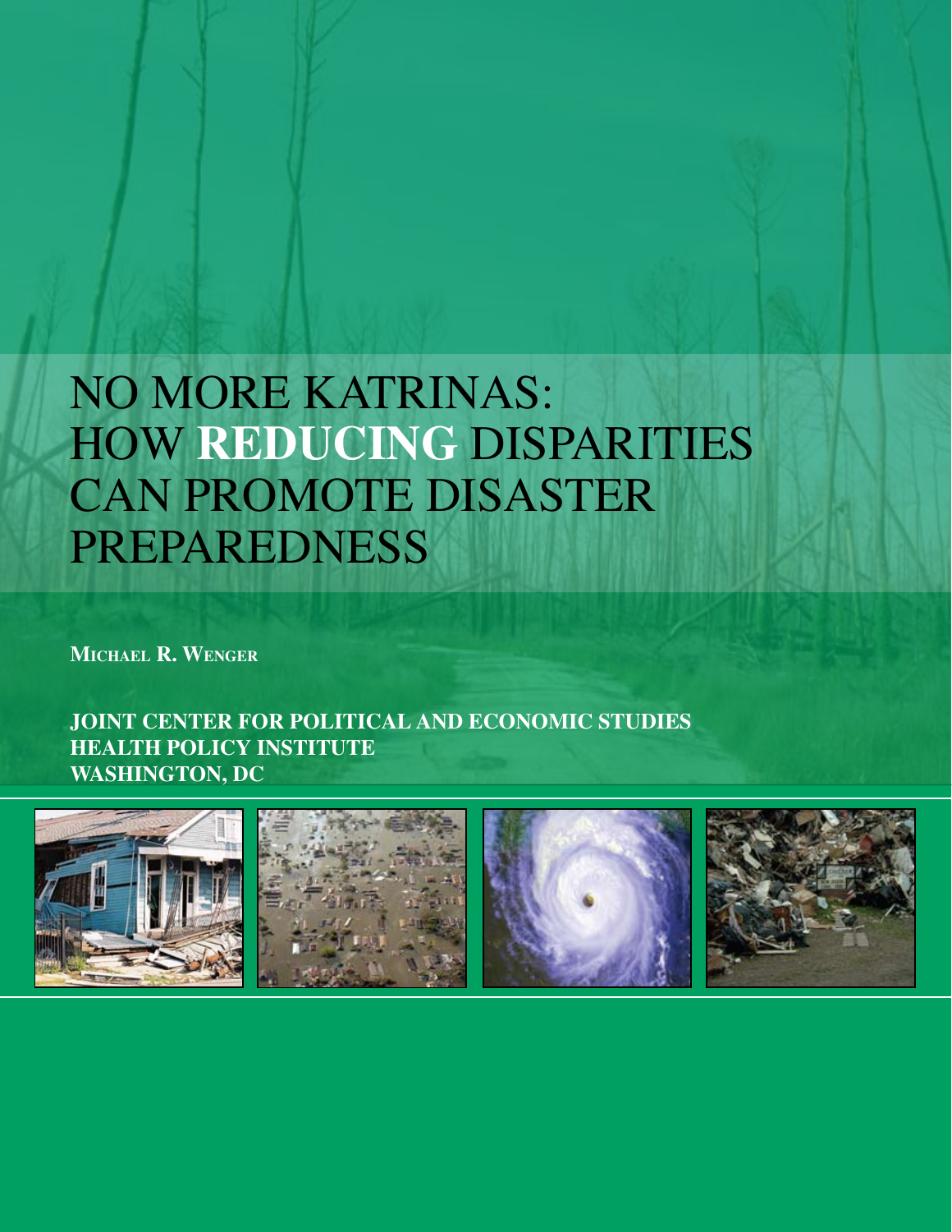# NO MORE KATRINAS: HOW **REDUCING** DISPARITIES CAN PROMOTE DISASTER PREPAREDNESS

**Michael R. Wenger**

**JOINT CENTER FOR POLITICAL AND ECONOMIC STUDIES**
**HEALTH POLICY INSTITUTE**
**WASHINGTON, DC**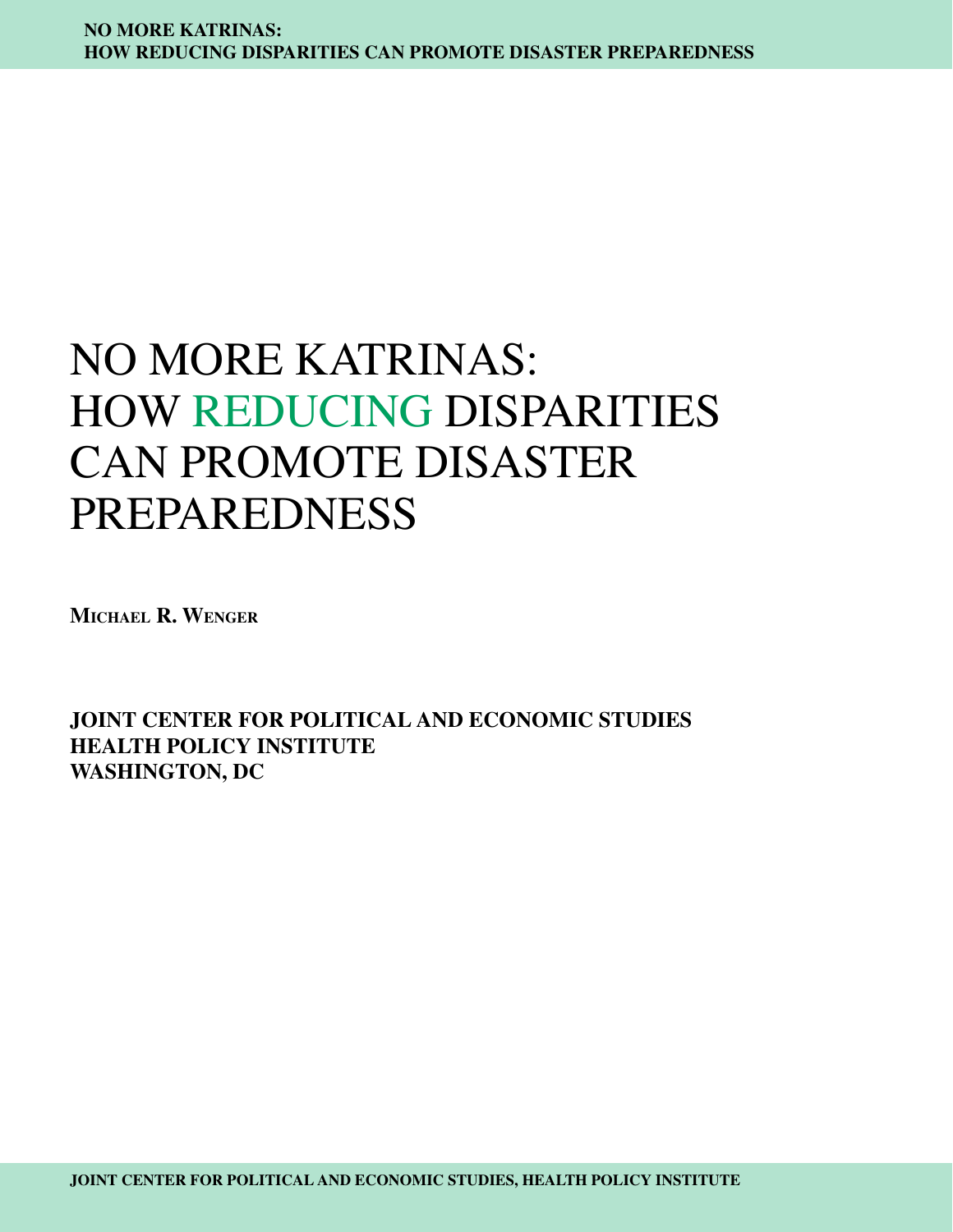# NO MORE KATRINAS: HOW REDUCING DISPARITIES CAN PROMOTE DISASTER PREPAREDNESS

**Michael R. Wenger**

**JOINT CENTER FOR POLITICAL AND ECONOMIC STUDIES**
**HEALTH POLICY INSTITUTE**
**WASHINGTON, DC**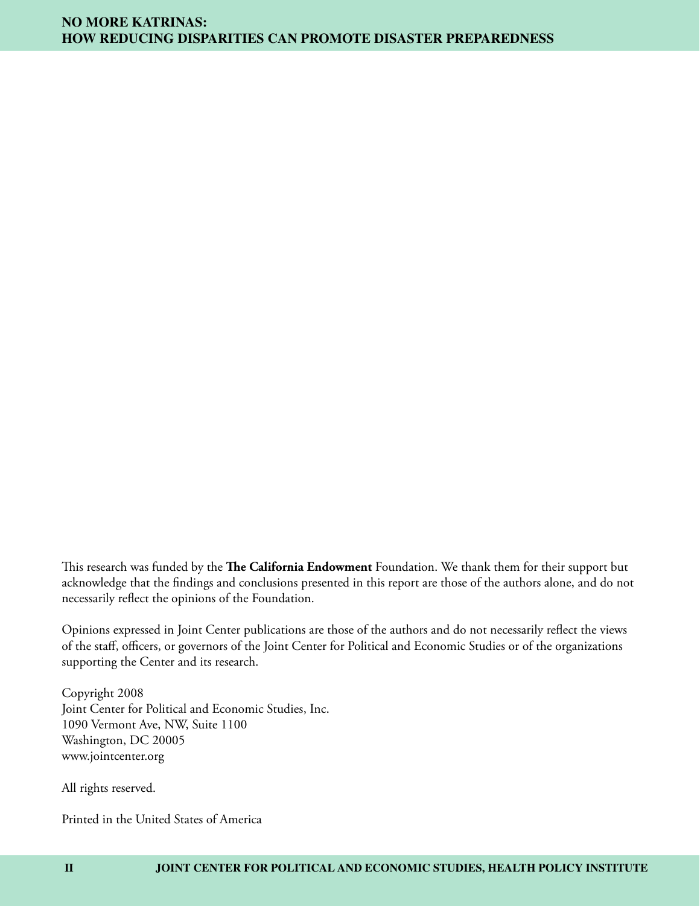This research was funded by the **The California Endowment** Foundation. We thank them for their support but acknowledge that the findings and conclusions presented in this report are those of the authors alone, and do not necessarily reflect the opinions of the Foundation.

Opinions expressed in Joint Center publications are those of the authors and do not necessarily reflect the views of the staff, officers, or governors of the Joint Center for Political and Economic Studies or of the organizations supporting the Center and its research.

Copyright 2008
Joint Center for Political and Economic Studies, Inc.
1090 Vermont Ave, NW, Suite 1100
Washington, DC 20005
www.jointcenter.org

All rights reserved.

Printed in the United States of America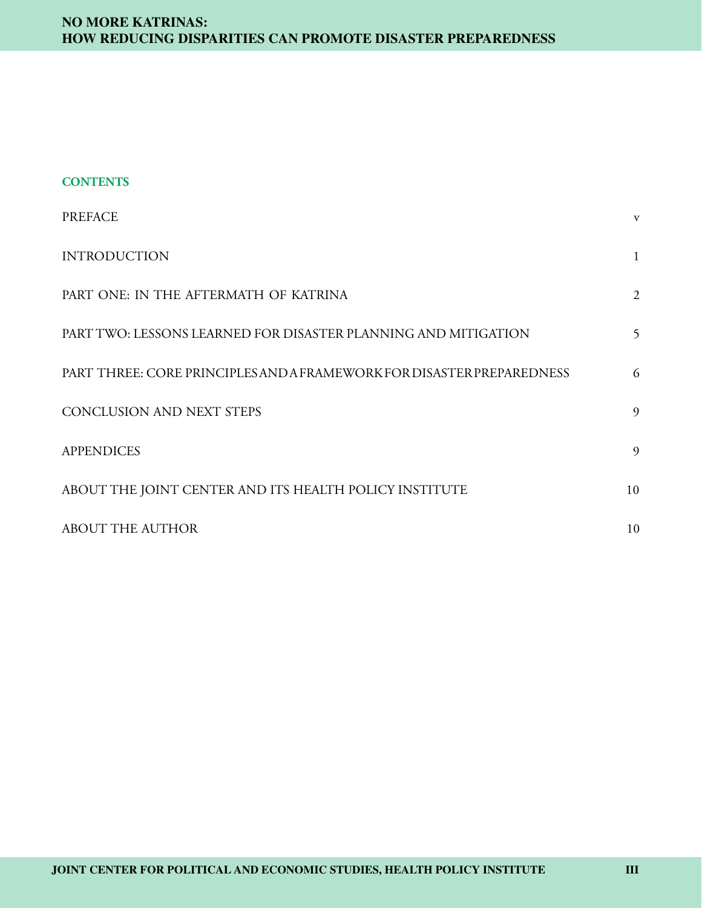## CONTENTS

| | |
|---|---|
| PREFACE | v |
| INTRODUCTION | 1 |
| PART ONE: IN THE AFTERMATH OF KATRINA | 2 |
| PART TWO: LESSONS LEARNED FOR DISASTER PLANNING AND MITIGATION | 5 |
| PART THREE: CORE PRINCIPLES AND A FRAMEWORK FOR DISASTER PREPAREDNESS | 6 |
| CONCLUSION AND NEXT STEPS | 9 |
| APPENDICES | 9 |
| ABOUT THE JOINT CENTER AND ITS HEALTH POLICY INSTITUTE | 10 |
| ABOUT THE AUTHOR | 10 |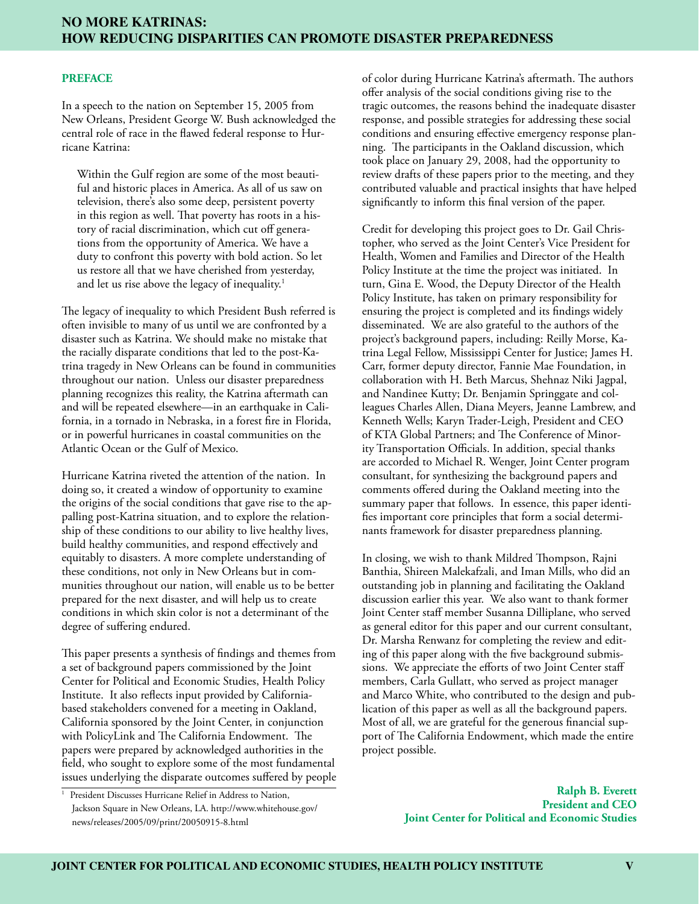## PREFACE

In a speech to the nation on September 15, 2005 from New Orleans, President George W. Bush acknowledged the central role of race in the flawed federal response to Hurricane Katrina:

> Within the Gulf region are some of the most beautiful and historic places in America. As all of us saw on television, there's also some deep, persistent poverty in this region as well. That poverty has roots in a history of racial discrimination, which cut off generations from the opportunity of America. We have a duty to confront this poverty with bold action. So let us restore all that we have cherished from yesterday, and let us rise above the legacy of inequality.[1]

The legacy of inequality to which President Bush referred is often invisible to many of us until we are confronted by a disaster such as Katrina. We should make no mistake that the racially disparate conditions that led to the post-Katrina tragedy in New Orleans can be found in communities throughout our nation. Unless our disaster preparedness planning recognizes this reality, the Katrina aftermath can and will be repeated elsewhere—in an earthquake in California, in a tornado in Nebraska, in a forest fire in Florida, or in powerful hurricanes in coastal communities on the Atlantic Ocean or the Gulf of Mexico.

Hurricane Katrina riveted the attention of the nation. In doing so, it created a window of opportunity to examine the origins of the social conditions that gave rise to the appalling post-Katrina situation, and to explore the relationship of these conditions to our ability to live healthy lives, build healthy communities, and respond effectively and equitably to disasters. A more complete understanding of these conditions, not only in New Orleans but in communities throughout our nation, will enable us to be better prepared for the next disaster, and will help us to create conditions in which skin color is not a determinant of the degree of suffering endured.

This paper presents a synthesis of findings and themes from a set of background papers commissioned by the Joint Center for Political and Economic Studies, Health Policy Institute. It also reflects input provided by California-based stakeholders convened for a meeting in Oakland, California sponsored by the Joint Center, in conjunction with PolicyLink and The California Endowment. The papers were prepared by acknowledged authorities in the field, who sought to explore some of the most fundamental issues underlying the disparate outcomes suffered by people of color during Hurricane Katrina's aftermath. The authors offer analysis of the social conditions giving rise to the tragic outcomes, the reasons behind the inadequate disaster response, and possible strategies for addressing these social conditions and ensuring effective emergency response planning. The participants in the Oakland discussion, which took place on January 29, 2008, had the opportunity to review drafts of these papers prior to the meeting, and they contributed valuable and practical insights that have helped significantly to inform this final version of the paper.

Credit for developing this project goes to Dr. Gail Christopher, who served as the Joint Center's Vice President for Health, Women and Families and Director of the Health Policy Institute at the time the project was initiated. In turn, Gina E. Wood, the Deputy Director of the Health Policy Institute, has taken on primary responsibility for ensuring the project is completed and its findings widely disseminated. We are also grateful to the authors of the project's background papers, including: Reilly Morse, Katrina Legal Fellow, Mississippi Center for Justice; James H. Carr, former deputy director, Fannie Mae Foundation, in collaboration with H. Beth Marcus, Shehnaz Niki Jagpal, and Nandinee Kutty; Dr. Benjamin Springgate and colleagues Charles Allen, Diana Meyers, Jeanne Lambrew, and Kenneth Wells; Karyn Trader-Leigh, President and CEO of KTA Global Partners; and The Conference of Minority Transportation Officials. In addition, special thanks are accorded to Michael R. Wenger, Joint Center program consultant, for synthesizing the background papers and comments offered during the Oakland meeting into the summary paper that follows. In essence, this paper identifies important core principles that form a social determinants framework for disaster preparedness planning.

In closing, we wish to thank Mildred Thompson, Rajni Banthia, Shireen Malekafzali, and Iman Mills, who did an outstanding job in planning and facilitating the Oakland discussion earlier this year. We also want to thank former Joint Center staff member Susanna Dilliplane, who served as general editor for this paper and our current consultant, Dr. Marsha Renwanz for completing the review and editing of this paper along with the five background submissions. We appreciate the efforts of two Joint Center staff members, Carla Gullatt, who served as project manager and Marco White, who contributed to the design and publication of this paper as well as all the background papers. Most of all, we are grateful for the generous financial support of The California Endowment, which made the entire project possible.

**Ralph B. Everett**
**President and CEO**
**Joint Center for Political and Economic Studies**

---

[1] President Discusses Hurricane Relief in Address to Nation, Jackson Square in New Orleans, LA. http://www.whitehouse.gov/news/releases/2005/09/print/20050915-8.html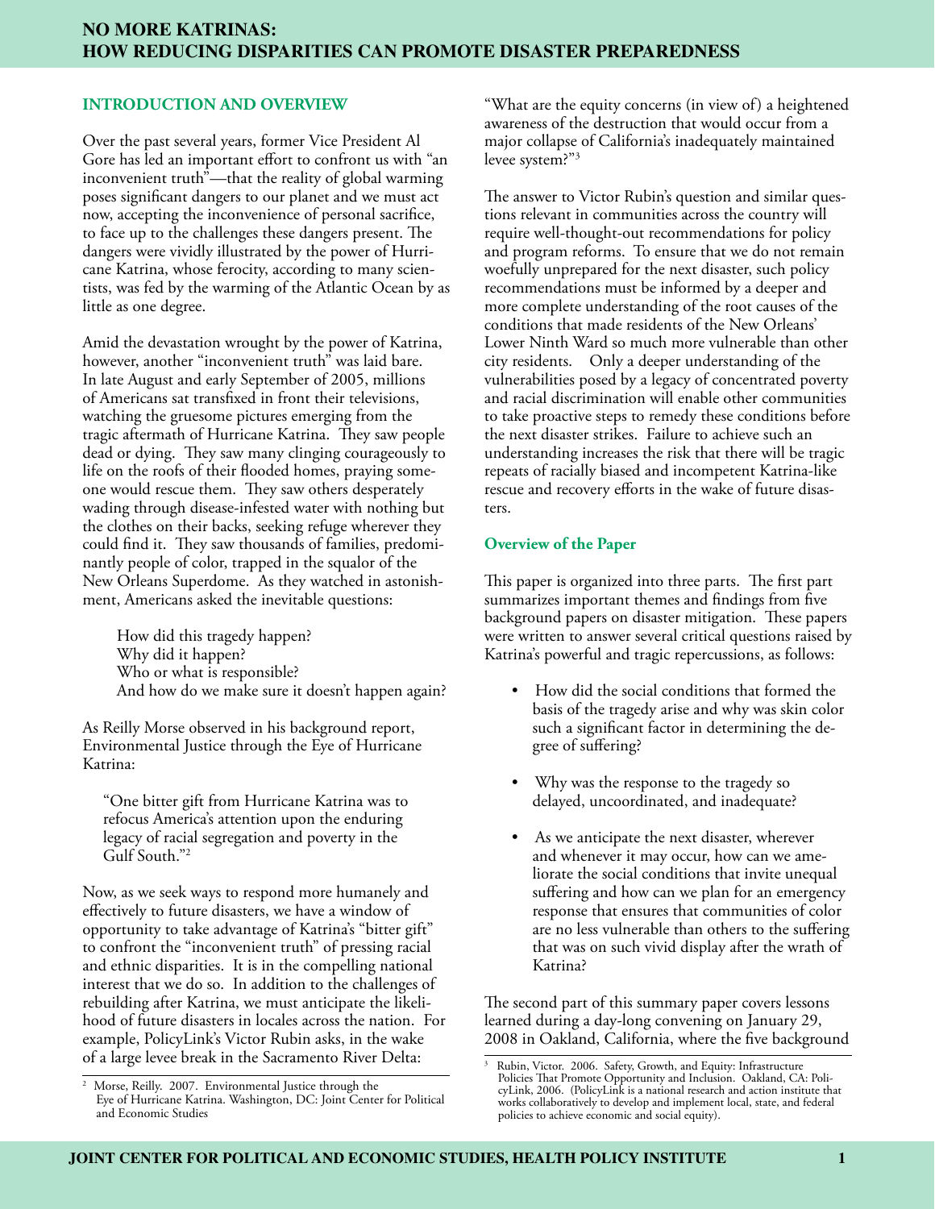## INTRODUCTION AND OVERVIEW

Over the past several years, former Vice President Al Gore has led an important effort to confront us with "an inconvenient truth"—that the reality of global warming poses significant dangers to our planet and we must act now, accepting the inconvenience of personal sacrifice, to face up to the challenges these dangers present. The dangers were vividly illustrated by the power of Hurricane Katrina, whose ferocity, according to many scientists, was fed by the warming of the Atlantic Ocean by as little as one degree.

Amid the devastation wrought by the power of Katrina, however, another "inconvenient truth" was laid bare. In late August and early September of 2005, millions of Americans sat transfixed in front their televisions, watching the gruesome pictures emerging from the tragic aftermath of Hurricane Katrina. They saw people dead or dying. They saw many clinging courageously to life on the roofs of their flooded homes, praying someone would rescue them. They saw others desperately wading through disease-infested water with nothing but the clothes on their backs, seeking refuge wherever they could find it. They saw thousands of families, predominantly people of color, trapped in the squalor of the New Orleans Superdome. As they watched in astonishment, Americans asked the inevitable questions:

> How did this tragedy happen?
> Why did it happen?
> Who or what is responsible?
> And how do we make sure it doesn't happen again?

As Reilly Morse observed in his background report, Environmental Justice through the Eye of Hurricane Katrina:

> "One bitter gift from Hurricane Katrina was to refocus America's attention upon the enduring legacy of racial segregation and poverty in the Gulf South."[2]

Now, as we seek ways to respond more humanely and effectively to future disasters, we have a window of opportunity to take advantage of Katrina's "bitter gift" to confront the "inconvenient truth" of pressing racial and ethnic disparities. It is in the compelling national interest that we do so. In addition to the challenges of rebuilding after Katrina, we must anticipate the likelihood of future disasters in locales across the nation. For example, PolicyLink's Victor Rubin asks, in the wake of a large levee break in the Sacramento River Delta:

> "What are the equity concerns (in view of) a heightened awareness of the destruction that would occur from a major collapse of California's inadequately maintained levee system?"[3]

The answer to Victor Rubin's question and similar questions relevant in communities across the country will require well-thought-out recommendations for policy and program reforms. To ensure that we do not remain woefully unprepared for the next disaster, such policy recommendations must be informed by a deeper and more complete understanding of the root causes of the conditions that made residents of the New Orleans' Lower Ninth Ward so much more vulnerable than other city residents. Only a deeper understanding of the vulnerabilities posed by a legacy of concentrated poverty and racial discrimination will enable other communities to take proactive steps to remedy these conditions before the next disaster strikes. Failure to achieve such an understanding increases the risk that there will be tragic repeats of racially biased and incompetent Katrina-like rescue and recovery efforts in the wake of future disasters.

### Overview of the Paper

This paper is organized into three parts. The first part summarizes important themes and findings from five background papers on disaster mitigation. These papers were written to answer several critical questions raised by Katrina's powerful and tragic repercussions, as follows:

- How did the social conditions that formed the basis of the tragedy arise and why was skin color such a significant factor in determining the degree of suffering?
- Why was the response to the tragedy so delayed, uncoordinated, and inadequate?
- As we anticipate the next disaster, wherever and whenever it may occur, how can we ameliorate the social conditions that invite unequal suffering and how can we plan for an emergency response that ensures that communities of color are no less vulnerable than others to the suffering that was on such vivid display after the wrath of Katrina?

The second part of this summary paper covers lessons learned during a day-long convening on January 29, 2008 in Oakland, California, where the five background

---

[2] Morse, Reilly. 2007. Environmental Justice through the Eye of Hurricane Katrina. Washington, DC: Joint Center for Political and Economic Studies

[3] Rubin, Victor. 2006. Safety, Growth, and Equity: Infrastructure Policies That Promote Opportunity and Inclusion. Oakland, CA: PolicyLink, 2006. (PolicyLink is a national research and action institute that works collaboratively to develop and implement local, state, and federal policies to achieve economic and social equity).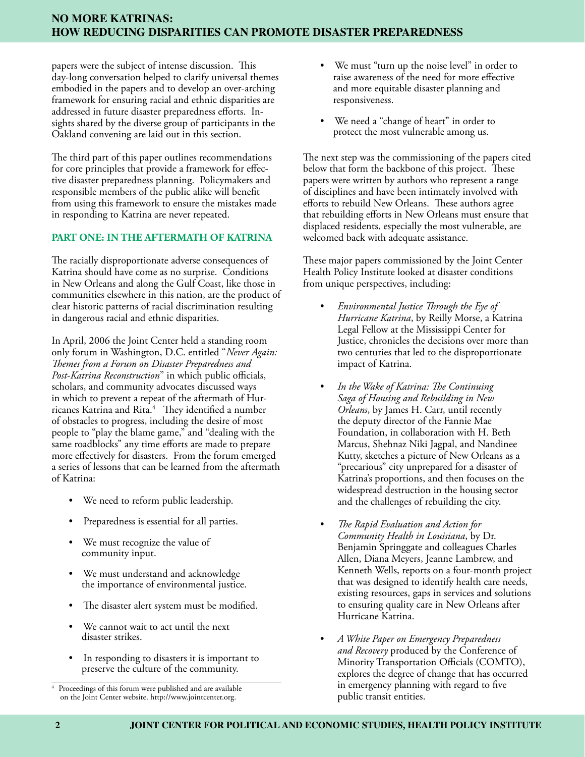papers were the subject of intense discussion. This day-long conversation helped to clarify universal themes embodied in the papers and to develop an over-arching framework for ensuring racial and ethnic disparities are addressed in future disaster preparedness efforts. Insights shared by the diverse group of participants in the Oakland convening are laid out in this section.

The third part of this paper outlines recommendations for core principles that provide a framework for effective disaster preparedness planning. Policymakers and responsible members of the public alike will benefit from using this framework to ensure the mistakes made in responding to Katrina are never repeated.

## PART ONE: IN THE AFTERMATH OF KATRINA

The racially disproportionate adverse consequences of Katrina should have come as no surprise. Conditions in New Orleans and along the Gulf Coast, like those in communities elsewhere in this nation, are the product of clear historic patterns of racial discrimination resulting in dangerous racial and ethnic disparities.

In April, 2006 the Joint Center held a standing room only forum in Washington, D.C. entitled "*Never Again: Themes from a Forum on Disaster Preparedness and Post-Katrina Reconstruction*" in which public officials, scholars, and community advocates discussed ways in which to prevent a repeat of the aftermath of Hurricanes Katrina and Rita.[4] They identified a number of obstacles to progress, including the desire of most people to "play the blame game," and "dealing with the same roadblocks" any time efforts are made to prepare more effectively for disasters. From the forum emerged a series of lessons that can be learned from the aftermath of Katrina:

- We need to reform public leadership.
- Preparedness is essential for all parties.
- We must recognize the value of community input.
- We must understand and acknowledge the importance of environmental justice.
- The disaster alert system must be modified.
- We cannot wait to act until the next disaster strikes.
- In responding to disasters it is important to preserve the culture of the community.
- We must "turn up the noise level" in order to raise awareness of the need for more effective and more equitable disaster planning and responsiveness.
- We need a "change of heart" in order to protect the most vulnerable among us.

The next step was the commissioning of the papers cited below that form the backbone of this project. These papers were written by authors who represent a range of disciplines and have been intimately involved with efforts to rebuild New Orleans. These authors agree that rebuilding efforts in New Orleans must ensure that displaced residents, especially the most vulnerable, are welcomed back with adequate assistance.

These major papers commissioned by the Joint Center Health Policy Institute looked at disaster conditions from unique perspectives, including:

- *Environmental Justice Through the Eye of Hurricane Katrina*, by Reilly Morse, a Katrina Legal Fellow at the Mississippi Center for Justice, chronicles the decisions over more than two centuries that led to the disproportionate impact of Katrina.
- *In the Wake of Katrina: The Continuing Saga of Housing and Rebuilding in New Orleans*, by James H. Carr, until recently the deputy director of the Fannie Mae Foundation, in collaboration with H. Beth Marcus, Shehnaz Niki Jagpal, and Nandinee Kutty, sketches a picture of New Orleans as a "precarious" city unprepared for a disaster of Katrina's proportions, and then focuses on the widespread destruction in the housing sector and the challenges of rebuilding the city.
- *The Rapid Evaluation and Action for Community Health in Louisiana*, by Dr. Benjamin Springgate and colleagues Charles Allen, Diana Meyers, Jeanne Lambrew, and Kenneth Wells, reports on a four-month project that was designed to identify health care needs, existing resources, gaps in services and solutions to ensuring quality care in New Orleans after Hurricane Katrina.
- *A White Paper on Emergency Preparedness and Recovery* produced by the Conference of Minority Transportation Officials (COMTO), explores the degree of change that has occurred in emergency planning with regard to five public transit entities.

[4] Proceedings of this forum were published and are available on the Joint Center website. http://www.jointcenter.org.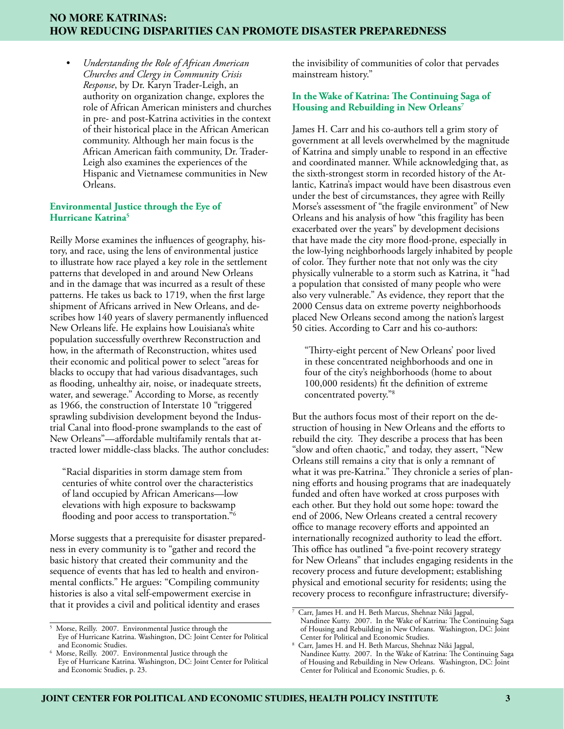- *Understanding the Role of African American Churches and Clergy in Community Crisis Response*, by Dr. Karyn Trader-Leigh, an authority on organization change, explores the role of African American ministers and churches in pre- and post-Katrina activities in the context of their historical place in the African American community. Although her main focus is the African American faith community, Dr. Trader-Leigh also examines the experiences of the Hispanic and Vietnamese communities in New Orleans.

### Environmental Justice through the Eye of Hurricane Katrina[5]

Reilly Morse examines the influences of geography, history, and race, using the lens of environmental justice to illustrate how race played a key role in the settlement patterns that developed in and around New Orleans and in the damage that was incurred as a result of these patterns. He takes us back to 1719, when the first large shipment of Africans arrived in New Orleans, and describes how 140 years of slavery permanently influenced New Orleans life. He explains how Louisiana's white population successfully overthrew Reconstruction and how, in the aftermath of Reconstruction, whites used their economic and political power to select "areas for blacks to occupy that had various disadvantages, such as flooding, unhealthy air, noise, or inadequate streets, water, and sewerage." According to Morse, as recently as 1966, the construction of Interstate 10 "triggered sprawling subdivision development beyond the Industrial Canal into flood-prone swamplands to the east of New Orleans"—affordable multifamily rentals that attracted lower middle-class blacks. The author concludes:

> "Racial disparities in storm damage stem from centuries of white control over the characteristics of land occupied by African Americans—low elevations with high exposure to backswamp flooding and poor access to transportation."[6]

Morse suggests that a prerequisite for disaster preparedness in every community is to "gather and record the basic history that created their community and the sequence of events that has led to health and environmental conflicts." He argues: "Compiling community histories is also a vital self-empowerment exercise in that it provides a civil and political identity and erases the invisibility of communities of color that pervades mainstream history."

### In the Wake of Katrina: The Continuing Saga of Housing and Rebuilding in New Orleans[7]

James H. Carr and his co-authors tell a grim story of government at all levels overwhelmed by the magnitude of Katrina and simply unable to respond in an effective and coordinated manner. While acknowledging that, as the sixth-strongest storm in recorded history of the Atlantic, Katrina's impact would have been disastrous even under the best of circumstances, they agree with Reilly Morse's assessment of "the fragile environment" of New Orleans and his analysis of how "this fragility has been exacerbated over the years" by development decisions that have made the city more flood-prone, especially in the low-lying neighborhoods largely inhabited by people of color. They further note that not only was the city physically vulnerable to a storm such as Katrina, it "had a population that consisted of many people who were also very vulnerable." As evidence, they report that the 2000 Census data on extreme poverty neighborhoods placed New Orleans second among the nation's largest 50 cities. According to Carr and his co-authors:

> "Thirty-eight percent of New Orleans' poor lived in these concentrated neighborhoods and one in four of the city's neighborhoods (home to about 100,000 residents) fit the definition of extreme concentrated poverty."[8]

But the authors focus most of their report on the destruction of housing in New Orleans and the efforts to rebuild the city. They describe a process that has been "slow and often chaotic," and today, they assert, "New Orleans still remains a city that is only a remnant of what it was pre-Katrina." They chronicle a series of planning efforts and housing programs that are inadequately funded and often have worked at cross purposes with each other. But they hold out some hope: toward the end of 2006, New Orleans created a central recovery office to manage recovery efforts and appointed an internationally recognized authority to lead the effort. This office has outlined "a five-point recovery strategy for New Orleans" that includes engaging residents in the recovery process and future development; establishing physical and emotional security for residents; using the recovery process to reconfigure infrastructure; diversify-

---

[5] Morse, Reilly. 2007. Environmental Justice through the Eye of Hurricane Katrina. Washington, DC: Joint Center for Political and Economic Studies.

[6] Morse, Reilly. 2007. Environmental Justice through the Eye of Hurricane Katrina. Washington, DC: Joint Center for Political and Economic Studies, p. 23.

[7] Carr, James H. and H. Beth Marcus, Shehnaz Niki Jagpal, Nandinee Kutty. 2007. In the Wake of Katrina: The Continuing Saga of Housing and Rebuilding in New Orleans. Washington, DC: Joint Center for Political and Economic Studies.

[8] Carr, James H. and H. Beth Marcus, Shehnaz Niki Jagpal, Nandinee Kutty. 2007. In the Wake of Katrina: The Continuing Saga of Housing and Rebuilding in New Orleans. Washington, DC: Joint Center for Political and Economic Studies, p. 6.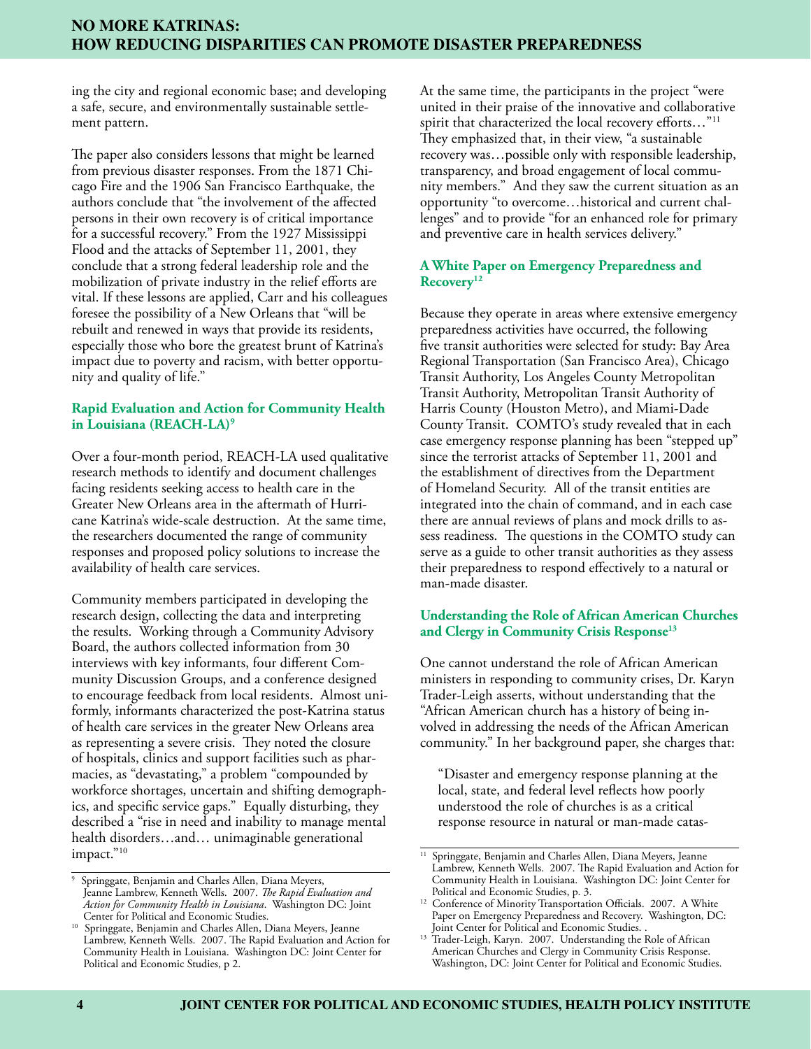ing the city and regional economic base; and developing a safe, secure, and environmentally sustainable settlement pattern.

The paper also considers lessons that might be learned from previous disaster responses. From the 1871 Chicago Fire and the 1906 San Francisco Earthquake, the authors conclude that "the involvement of the affected persons in their own recovery is of critical importance for a successful recovery." From the 1927 Mississippi Flood and the attacks of September 11, 2001, they conclude that a strong federal leadership role and the mobilization of private industry in the relief efforts are vital. If these lessons are applied, Carr and his colleagues foresee the possibility of a New Orleans that "will be rebuilt and renewed in ways that provide its residents, especially those who bore the greatest brunt of Katrina's impact due to poverty and racism, with better opportunity and quality of life."

### Rapid Evaluation and Action for Community Health in Louisiana (REACH-LA)[9]

Over a four-month period, REACH-LA used qualitative research methods to identify and document challenges facing residents seeking access to health care in the Greater New Orleans area in the aftermath of Hurricane Katrina's wide-scale destruction. At the same time, the researchers documented the range of community responses and proposed policy solutions to increase the availability of health care services.

Community members participated in developing the research design, collecting the data and interpreting the results. Working through a Community Advisory Board, the authors collected information from 30 interviews with key informants, four different Community Discussion Groups, and a conference designed to encourage feedback from local residents. Almost uniformly, informants characterized the post-Katrina status of health care services in the greater New Orleans area as representing a severe crisis. They noted the closure of hospitals, clinics and support facilities such as pharmacies, as "devastating," a problem "compounded by workforce shortages, uncertain and shifting demographics, and specific service gaps." Equally disturbing, they described a "rise in need and inability to manage mental health disorders…and… unimaginable generational impact."[10]

At the same time, the participants in the project "were united in their praise of the innovative and collaborative spirit that characterized the local recovery efforts…"[11] They emphasized that, in their view, "a sustainable recovery was…possible only with responsible leadership, transparency, and broad engagement of local community members." And they saw the current situation as an opportunity "to overcome…historical and current challenges" and to provide "for an enhanced role for primary and preventive care in health services delivery."

### A White Paper on Emergency Preparedness and Recovery[12]

Because they operate in areas where extensive emergency preparedness activities have occurred, the following five transit authorities were selected for study: Bay Area Regional Transportation (San Francisco Area), Chicago Transit Authority, Los Angeles County Metropolitan Transit Authority, Metropolitan Transit Authority of Harris County (Houston Metro), and Miami-Dade County Transit. COMTO's study revealed that in each case emergency response planning has been "stepped up" since the terrorist attacks of September 11, 2001 and the establishment of directives from the Department of Homeland Security. All of the transit entities are integrated into the chain of command, and in each case there are annual reviews of plans and mock drills to assess readiness. The questions in the COMTO study can serve as a guide to other transit authorities as they assess their preparedness to respond effectively to a natural or man-made disaster.

### Understanding the Role of African American Churches and Clergy in Community Crisis Response[13]

One cannot understand the role of African American ministers in responding to community crises, Dr. Karyn Trader-Leigh asserts, without understanding that the "African American church has a history of being involved in addressing the needs of the African American community." In her background paper, she charges that:

> "Disaster and emergency response planning at the local, state, and federal level reflects how poorly understood the role of churches is as a critical response resource in natural or man-made catas-

---

[9] Springgate, Benjamin and Charles Allen, Diana Meyers, Jeanne Lambrew, Kenneth Wells. 2007. *The Rapid Evaluation and Action for Community Health in Louisiana*. Washington DC: Joint Center for Political and Economic Studies.

[10] Springgate, Benjamin and Charles Allen, Diana Meyers, Jeanne Lambrew, Kenneth Wells. 2007. The Rapid Evaluation and Action for Community Health in Louisiana. Washington DC: Joint Center for Political and Economic Studies, p 2.

[11] Springgate, Benjamin and Charles Allen, Diana Meyers, Jeanne Lambrew, Kenneth Wells. 2007. The Rapid Evaluation and Action for Community Health in Louisiana. Washington DC: Joint Center for Political and Economic Studies, p. 3.

[12] Conference of Minority Transportation Officials. 2007. A White Paper on Emergency Preparedness and Recovery. Washington, DC: Joint Center for Political and Economic Studies. .

[13] Trader-Leigh, Karyn. 2007. Understanding the Role of African American Churches and Clergy in Community Crisis Response. Washington, DC: Joint Center for Political and Economic Studies.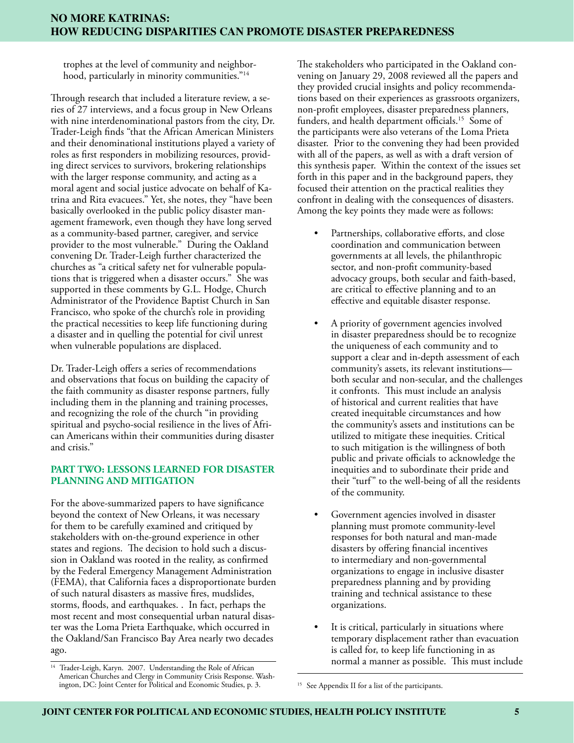trophes at the level of community and neighborhood, particularly in minority communities."[14]

Through research that included a literature review, a series of 27 interviews, and a focus group in New Orleans with nine interdenominational pastors from the city, Dr. Trader-Leigh finds "that the African American Ministers and their denominational institutions played a variety of roles as first responders in mobilizing resources, providing direct services to survivors, brokering relationships with the larger response community, and acting as a moral agent and social justice advocate on behalf of Katrina and Rita evacuees." Yet, she notes, they "have been basically overlooked in the public policy disaster management framework, even though they have long served as a community-based partner, caregiver, and service provider to the most vulnerable." During the Oakland convening Dr. Trader-Leigh further characterized the churches as "a critical safety net for vulnerable populations that is triggered when a disaster occurs." She was supported in these comments by G.L. Hodge, Church Administrator of the Providence Baptist Church in San Francisco, who spoke of the church's role in providing the practical necessities to keep life functioning during a disaster and in quelling the potential for civil unrest when vulnerable populations are displaced.

Dr. Trader-Leigh offers a series of recommendations and observations that focus on building the capacity of the faith community as disaster response partners, fully including them in the planning and training processes, and recognizing the role of the church "in providing spiritual and psycho-social resilience in the lives of African Americans within their communities during disaster and crisis."

## PART TWO: LESSONS LEARNED FOR DISASTER PLANNING AND MITIGATION

For the above-summarized papers to have significance beyond the context of New Orleans, it was necessary for them to be carefully examined and critiqued by stakeholders with on-the-ground experience in other states and regions. The decision to hold such a discussion in Oakland was rooted in the reality, as confirmed by the Federal Emergency Management Administration (FEMA), that California faces a disproportionate burden of such natural disasters as massive fires, mudslides, storms, floods, and earthquakes. . In fact, perhaps the most recent and most consequential urban natural disaster was the Loma Prieta Earthquake, which occurred in the Oakland/San Francisco Bay Area nearly two decades ago.

The stakeholders who participated in the Oakland convening on January 29, 2008 reviewed all the papers and they provided crucial insights and policy recommendations based on their experiences as grassroots organizers, non-profit employees, disaster preparedness planners, funders, and health department officials.[15] Some of the participants were also veterans of the Loma Prieta disaster. Prior to the convening they had been provided with all of the papers, as well as with a draft version of this synthesis paper. Within the context of the issues set forth in this paper and in the background papers, they focused their attention on the practical realities they confront in dealing with the consequences of disasters. Among the key points they made were as follows:

- Partnerships, collaborative efforts, and close coordination and communication between governments at all levels, the philanthropic sector, and non-profit community-based advocacy groups, both secular and faith-based, are critical to effective planning and to an effective and equitable disaster response.
- A priority of government agencies involved in disaster preparedness should be to recognize the uniqueness of each community and to support a clear and in-depth assessment of each community's assets, its relevant institutions—both secular and non-secular, and the challenges it confronts. This must include an analysis of historical and current realities that have created inequitable circumstances and how the community's assets and institutions can be utilized to mitigate these inequities. Critical to such mitigation is the willingness of both public and private officials to acknowledge the inequities and to subordinate their pride and their "turf" to the well-being of all the residents of the community.
- Government agencies involved in disaster planning must promote community-level responses for both natural and man-made disasters by offering financial incentives to intermediary and non-governmental organizations to engage in inclusive disaster preparedness planning and by providing training and technical assistance to these organizations.
- It is critical, particularly in situations where temporary displacement rather than evacuation is called for, to keep life functioning in as normal a manner as possible. This must include

[14] Trader-Leigh, Karyn. 2007. Understanding the Role of African American Churches and Clergy in Community Crisis Response. Washington, DC: Joint Center for Political and Economic Studies, p. 3.

[15] See Appendix II for a list of the participants.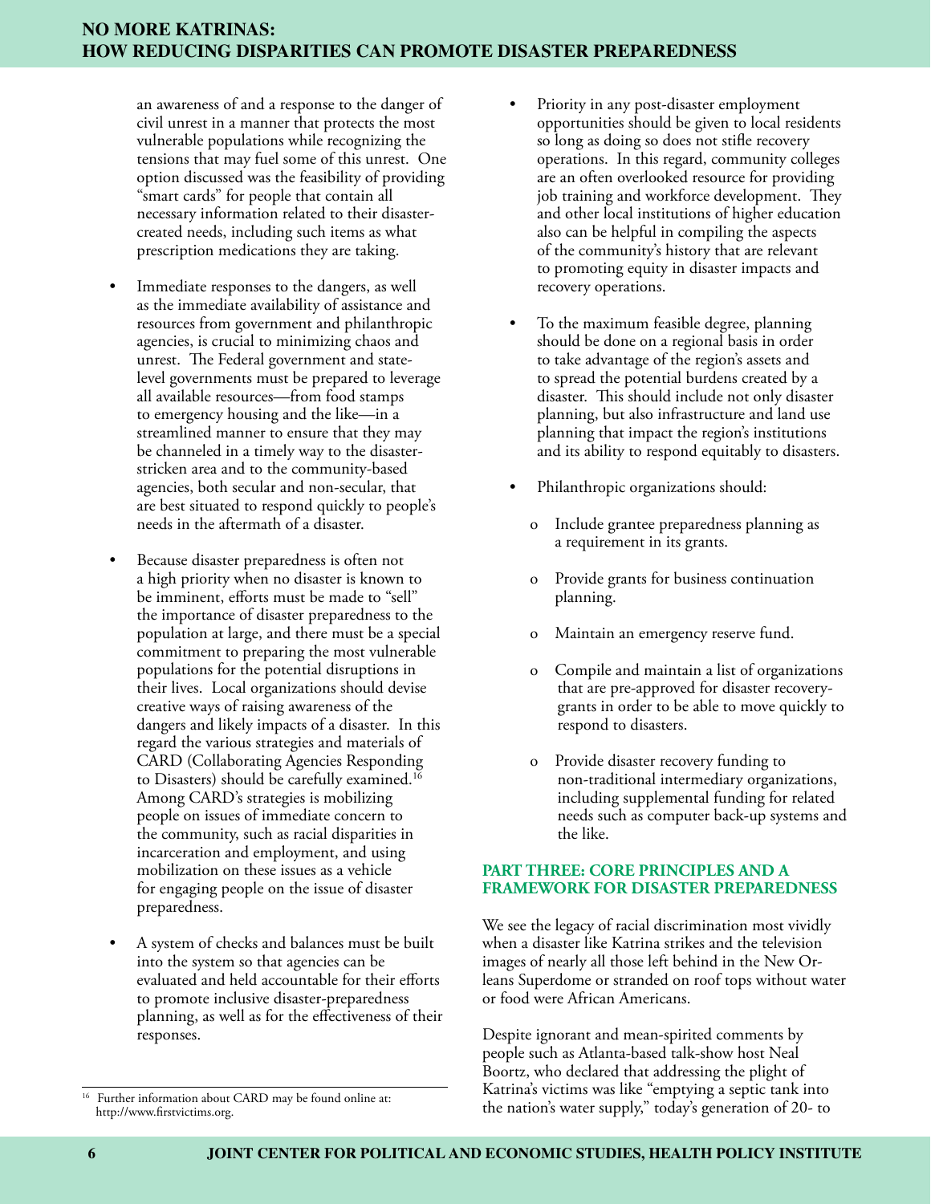an awareness of and a response to the danger of civil unrest in a manner that protects the most vulnerable populations while recognizing the tensions that may fuel some of this unrest. One option discussed was the feasibility of providing "smart cards" for people that contain all necessary information related to their disaster-created needs, including such items as what prescription medications they are taking.

- Immediate responses to the dangers, as well as the immediate availability of assistance and resources from government and philanthropic agencies, is crucial to minimizing chaos and unrest. The Federal government and state-level governments must be prepared to leverage all available resources—from food stamps to emergency housing and the like—in a streamlined manner to ensure that they may be channeled in a timely way to the disaster-stricken area and to the community-based agencies, both secular and non-secular, that are best situated to respond quickly to people's needs in the aftermath of a disaster.

- Because disaster preparedness is often not a high priority when no disaster is known to be imminent, efforts must be made to "sell" the importance of disaster preparedness to the population at large, and there must be a special commitment to preparing the most vulnerable populations for the potential disruptions in their lives. Local organizations should devise creative ways of raising awareness of the dangers and likely impacts of a disaster. In this regard the various strategies and materials of CARD (Collaborating Agencies Responding to Disasters) should be carefully examined.[16] Among CARD's strategies is mobilizing people on issues of immediate concern to the community, such as racial disparities in incarceration and employment, and using mobilization on these issues as a vehicle for engaging people on the issue of disaster preparedness.

- A system of checks and balances must be built into the system so that agencies can be evaluated and held accountable for their efforts to promote inclusive disaster-preparedness planning, as well as for the effectiveness of their responses.

- Priority in any post-disaster employment opportunities should be given to local residents so long as doing so does not stifle recovery operations. In this regard, community colleges are an often overlooked resource for providing job training and workforce development. They and other local institutions of higher education also can be helpful in compiling the aspects of the community's history that are relevant to promoting equity in disaster impacts and recovery operations.

- To the maximum feasible degree, planning should be done on a regional basis in order to take advantage of the region's assets and to spread the potential burdens created by a disaster. This should include not only disaster planning, but also infrastructure and land use planning that impact the region's institutions and its ability to respond equitably to disasters.

- Philanthropic organizations should:
  - Include grantee preparedness planning as a requirement in its grants.
  - Provide grants for business continuation planning.
  - Maintain an emergency reserve fund.
  - Compile and maintain a list of organizations that are pre-approved for disaster recovery-grants in order to be able to move quickly to respond to disasters.
  - Provide disaster recovery funding to non-traditional intermediary organizations, including supplemental funding for related needs such as computer back-up systems and the like.

## PART THREE: CORE PRINCIPLES AND A FRAMEWORK FOR DISASTER PREPAREDNESS

We see the legacy of racial discrimination most vividly when a disaster like Katrina strikes and the television images of nearly all those left behind in the New Orleans Superdome or stranded on roof tops without water or food were African Americans.

Despite ignorant and mean-spirited comments by people such as Atlanta-based talk-show host Neal Boortz, who declared that addressing the plight of Katrina's victims was like "emptying a septic tank into the nation's water supply," today's generation of 20- to

[16] Further information about CARD may be found online at: http://www.firstvictims.org.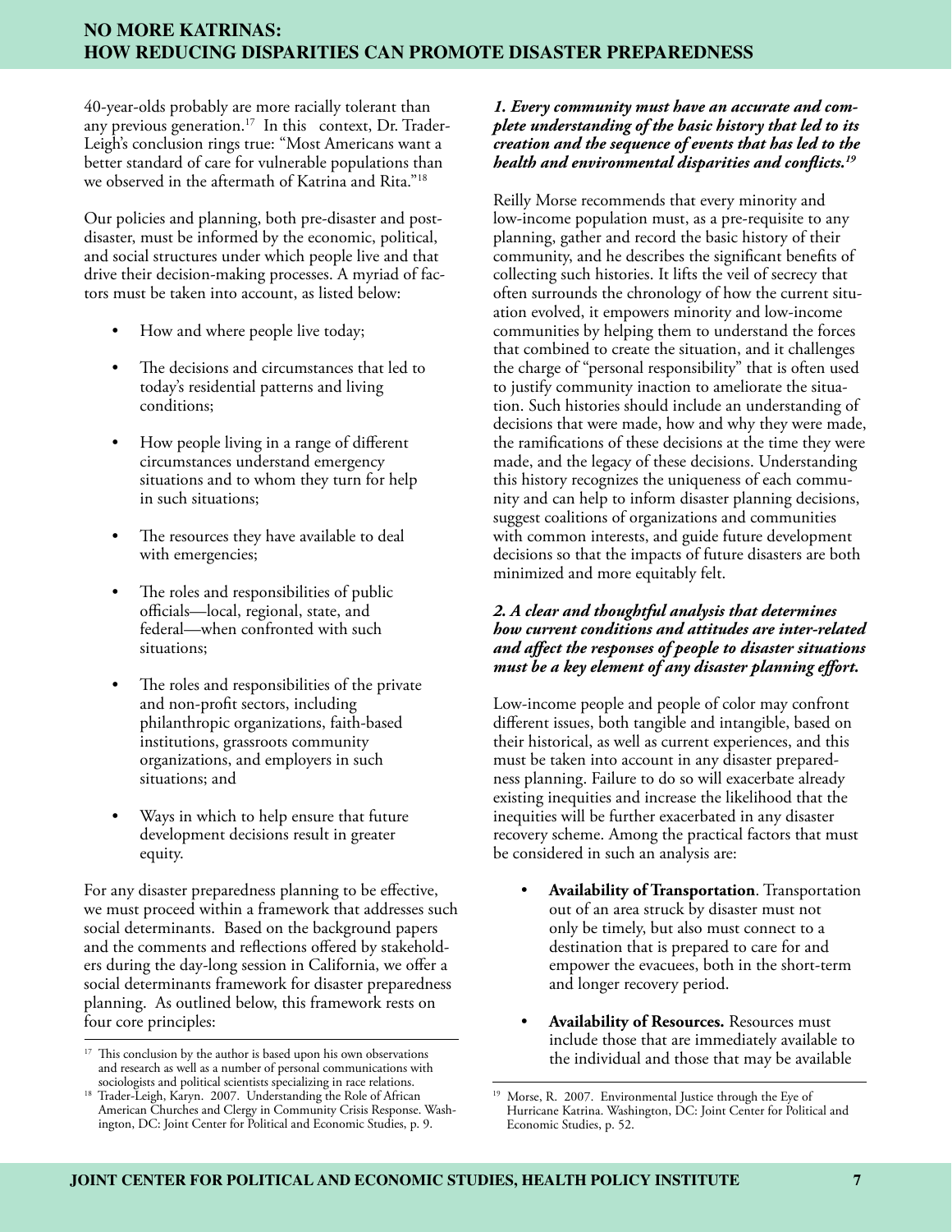40-year-olds probably are more racially tolerant than any previous generation.[17] In this context, Dr. Trader-Leigh's conclusion rings true: "Most Americans want a better standard of care for vulnerable populations than we observed in the aftermath of Katrina and Rita."[18]

Our policies and planning, both pre-disaster and post-disaster, must be informed by the economic, political, and social structures under which people live and that drive their decision-making processes. A myriad of factors must be taken into account, as listed below:

- How and where people live today;
- The decisions and circumstances that led to today's residential patterns and living conditions;
- How people living in a range of different circumstances understand emergency situations and to whom they turn for help in such situations;
- The resources they have available to deal with emergencies;
- The roles and responsibilities of public officials—local, regional, state, and federal—when confronted with such situations;
- The roles and responsibilities of the private and non-profit sectors, including philanthropic organizations, faith-based institutions, grassroots community organizations, and employers in such situations; and
- Ways in which to help ensure that future development decisions result in greater equity.

For any disaster preparedness planning to be effective, we must proceed within a framework that addresses such social determinants. Based on the background papers and the comments and reflections offered by stakeholders during the day-long session in California, we offer a social determinants framework for disaster preparedness planning. As outlined below, this framework rests on four core principles:

***1. Every community must have an accurate and complete understanding of the basic history that led to its creation and the sequence of events that has led to the health and environmental disparities and conflicts.[19]***

Reilly Morse recommends that every minority and low-income population must, as a pre-requisite to any planning, gather and record the basic history of their community, and he describes the significant benefits of collecting such histories. It lifts the veil of secrecy that often surrounds the chronology of how the current situation evolved, it empowers minority and low-income communities by helping them to understand the forces that combined to create the situation, and it challenges the charge of "personal responsibility" that is often used to justify community inaction to ameliorate the situation. Such histories should include an understanding of decisions that were made, how and why they were made, the ramifications of these decisions at the time they were made, and the legacy of these decisions. Understanding this history recognizes the uniqueness of each community and can help to inform disaster planning decisions, suggest coalitions of organizations and communities with common interests, and guide future development decisions so that the impacts of future disasters are both minimized and more equitably felt.

***2. A clear and thoughtful analysis that determines how current conditions and attitudes are inter-related and affect the responses of people to disaster situations must be a key element of any disaster planning effort.***

Low-income people and people of color may confront different issues, both tangible and intangible, based on their historical, as well as current experiences, and this must be taken into account in any disaster preparedness planning. Failure to do so will exacerbate already existing inequities and increase the likelihood that the inequities will be further exacerbated in any disaster recovery scheme. Among the practical factors that must be considered in such an analysis are:

- **Availability of Transportation**. Transportation out of an area struck by disaster must not only be timely, but also must connect to a destination that is prepared to care for and empower the evacuees, both in the short-term and longer recovery period.
- **Availability of Resources.** Resources must include those that are immediately available to the individual and those that may be available

---

[17] This conclusion by the author is based upon his own observations and research as well as a number of personal communications with sociologists and political scientists specializing in race relations.

[18] Trader-Leigh, Karyn. 2007. Understanding the Role of African American Churches and Clergy in Community Crisis Response. Washington, DC: Joint Center for Political and Economic Studies, p. 9.

[19] Morse, R. 2007. Environmental Justice through the Eye of Hurricane Katrina. Washington, DC: Joint Center for Political and Economic Studies, p. 52.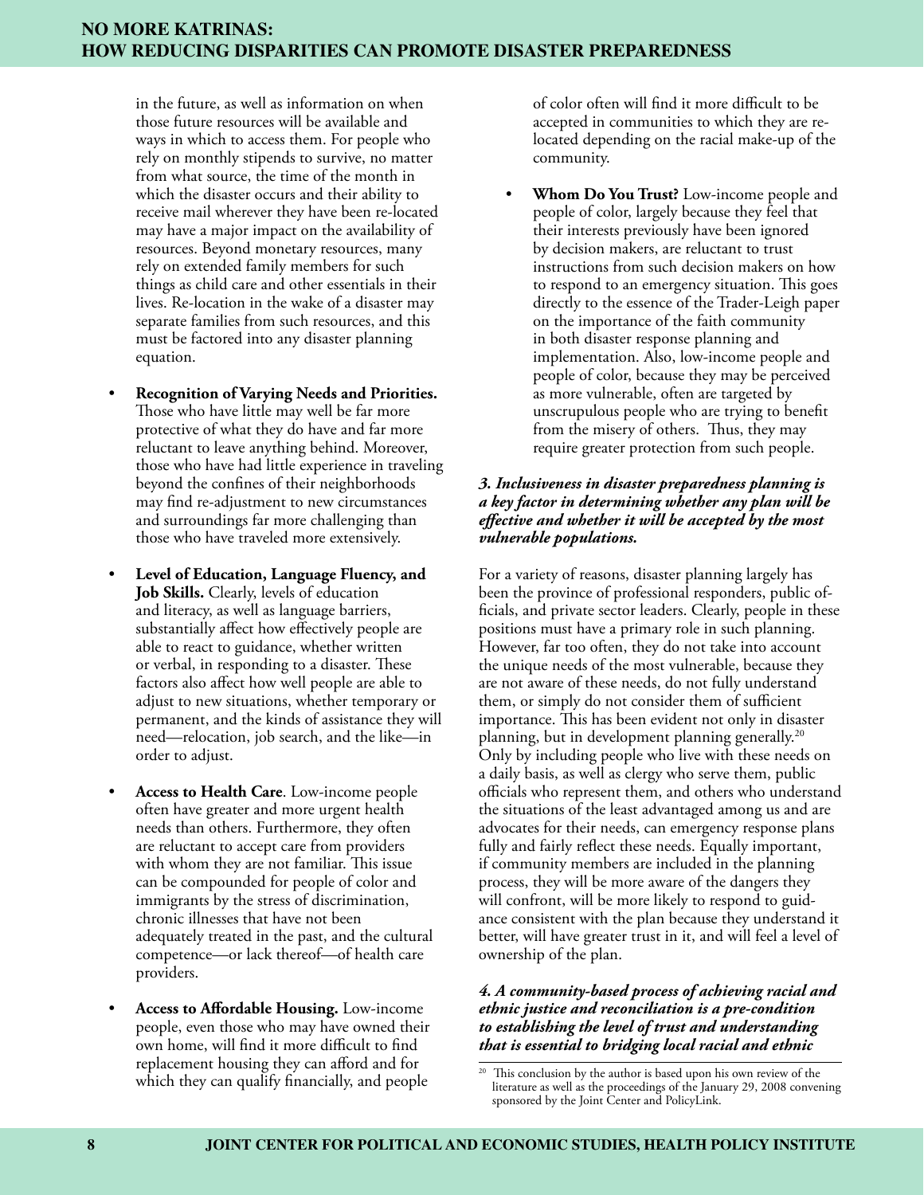in the future, as well as information on when those future resources will be available and ways in which to access them. For people who rely on monthly stipends to survive, no matter from what source, the time of the month in which the disaster occurs and their ability to receive mail wherever they have been re-located may have a major impact on the availability of resources. Beyond monetary resources, many rely on extended family members for such things as child care and other essentials in their lives. Re-location in the wake of a disaster may separate families from such resources, and this must be factored into any disaster planning equation.

- **Recognition of Varying Needs and Priorities.** Those who have little may well be far more protective of what they do have and far more reluctant to leave anything behind. Moreover, those who have had little experience in traveling beyond the confines of their neighborhoods may find re-adjustment to new circumstances and surroundings far more challenging than those who have traveled more extensively.

- **Level of Education, Language Fluency, and Job Skills.** Clearly, levels of education and literacy, as well as language barriers, substantially affect how effectively people are able to react to guidance, whether written or verbal, in responding to a disaster. These factors also affect how well people are able to adjust to new situations, whether temporary or permanent, and the kinds of assistance they will need—relocation, job search, and the like—in order to adjust.

- **Access to Health Care**. Low-income people often have greater and more urgent health needs than others. Furthermore, they often are reluctant to accept care from providers with whom they are not familiar. This issue can be compounded for people of color and immigrants by the stress of discrimination, chronic illnesses that have not been adequately treated in the past, and the cultural competence—or lack thereof—of health care providers.

- **Access to Affordable Housing.** Low-income people, even those who may have owned their own home, will find it more difficult to find replacement housing they can afford and for which they can qualify financially, and people of color often will find it more difficult to be accepted in communities to which they are re-located depending on the racial make-up of the community.

- **Whom Do You Trust?** Low-income people and people of color, largely because they feel that their interests previously have been ignored by decision makers, are reluctant to trust instructions from such decision makers on how to respond to an emergency situation. This goes directly to the essence of the Trader-Leigh paper on the importance of the faith community in both disaster response planning and implementation. Also, low-income people and people of color, because they may be perceived as more vulnerable, often are targeted by unscrupulous people who are trying to benefit from the misery of others. Thus, they may require greater protection from such people.

***3. Inclusiveness in disaster preparedness planning is a key factor in determining whether any plan will be effective and whether it will be accepted by the most vulnerable populations.***

For a variety of reasons, disaster planning largely has been the province of professional responders, public officials, and private sector leaders. Clearly, people in these positions must have a primary role in such planning. However, far too often, they do not take into account the unique needs of the most vulnerable, because they are not aware of these needs, do not fully understand them, or simply do not consider them of sufficient importance. This has been evident not only in disaster planning, but in development planning generally.[20] Only by including people who live with these needs on a daily basis, as well as clergy who serve them, public officials who represent them, and others who understand the situations of the least advantaged among us and are advocates for their needs, can emergency response plans fully and fairly reflect these needs. Equally important, if community members are included in the planning process, they will be more aware of the dangers they will confront, will be more likely to respond to guidance consistent with the plan because they understand it better, will have greater trust in it, and will feel a level of ownership of the plan.

***4. A community-based process of achieving racial and ethnic justice and reconciliation is a pre-condition to establishing the level of trust and understanding that is essential to bridging local racial and ethnic***

[20] This conclusion by the author is based upon his own review of the literature as well as the proceedings of the January 29, 2008 convening sponsored by the Joint Center and PolicyLink.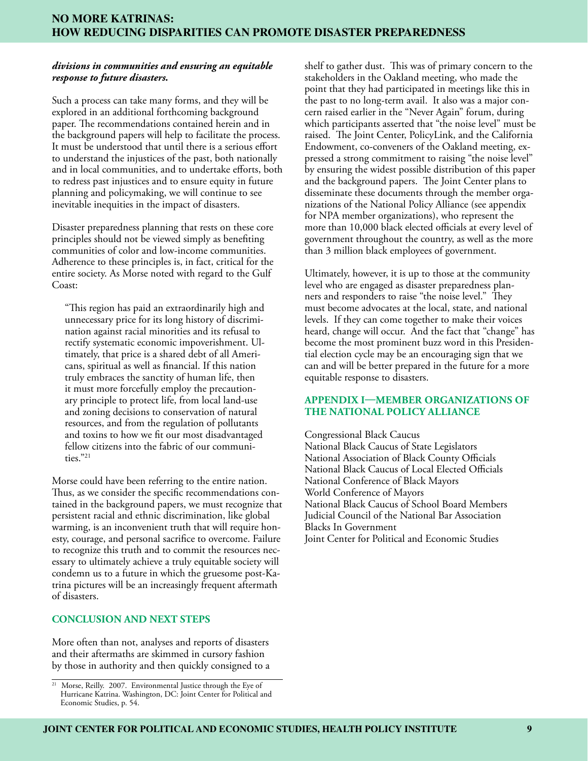***divisions in communities and ensuring an equitable response to future disasters.***

Such a process can take many forms, and they will be explored in an additional forthcoming background paper. The recommendations contained herein and in the background papers will help to facilitate the process. It must be understood that until there is a serious effort to understand the injustices of the past, both nationally and in local communities, and to undertake efforts, both to redress past injustices and to ensure equity in future planning and policymaking, we will continue to see inevitable inequities in the impact of disasters.

Disaster preparedness planning that rests on these core principles should not be viewed simply as benefiting communities of color and low-income communities. Adherence to these principles is, in fact, critical for the entire society. As Morse noted with regard to the Gulf Coast:

> "This region has paid an extraordinarily high and unnecessary price for its long history of discrimination against racial minorities and its refusal to rectify systematic economic impoverishment. Ultimately, that price is a shared debt of all Americans, spiritual as well as financial. If this nation truly embraces the sanctity of human life, then it must more forcefully employ the precautionary principle to protect life, from local land-use and zoning decisions to conservation of natural resources, and from the regulation of pollutants and toxins to how we fit our most disadvantaged fellow citizens into the fabric of our communities."[21]

Morse could have been referring to the entire nation. Thus, as we consider the specific recommendations contained in the background papers, we must recognize that persistent racial and ethnic discrimination, like global warming, is an inconvenient truth that will require honesty, courage, and personal sacrifice to overcome. Failure to recognize this truth and to commit the resources necessary to ultimately achieve a truly equitable society will condemn us to a future in which the gruesome post-Katrina pictures will be an increasingly frequent aftermath of disasters.

## CONCLUSION AND NEXT STEPS

More often than not, analyses and reports of disasters and their aftermaths are skimmed in cursory fashion by those in authority and then quickly consigned to a shelf to gather dust. This was of primary concern to the stakeholders in the Oakland meeting, who made the point that they had participated in meetings like this in the past to no long-term avail. It also was a major concern raised earlier in the "Never Again" forum, during which participants asserted that "the noise level" must be raised. The Joint Center, PolicyLink, and the California Endowment, co-conveners of the Oakland meeting, expressed a strong commitment to raising "the noise level" by ensuring the widest possible distribution of this paper and the background papers. The Joint Center plans to disseminate these documents through the member organizations of the National Policy Alliance (see appendix for NPA member organizations), who represent the more than 10,000 black elected officials at every level of government throughout the country, as well as the more than 3 million black employees of government.

Ultimately, however, it is up to those at the community level who are engaged as disaster preparedness planners and responders to raise "the noise level." They must become advocates at the local, state, and national levels. If they can come together to make their voices heard, change will occur. And the fact that "change" has become the most prominent buzz word in this Presidential election cycle may be an encouraging sign that we can and will be better prepared in the future for a more equitable response to disasters.

## APPENDIX I—MEMBER ORGANIZATIONS OF THE NATIONAL POLICY ALLIANCE

Congressional Black Caucus
National Black Caucus of State Legislators
National Association of Black County Officials
National Black Caucus of Local Elected Officials
National Conference of Black Mayors
World Conference of Mayors
National Black Caucus of School Board Members
Judicial Council of the National Bar Association
Blacks In Government
Joint Center for Political and Economic Studies

---

[21] Morse, Reilly. 2007. Environmental Justice through the Eye of Hurricane Katrina. Washington, DC: Joint Center for Political and Economic Studies, p. 54.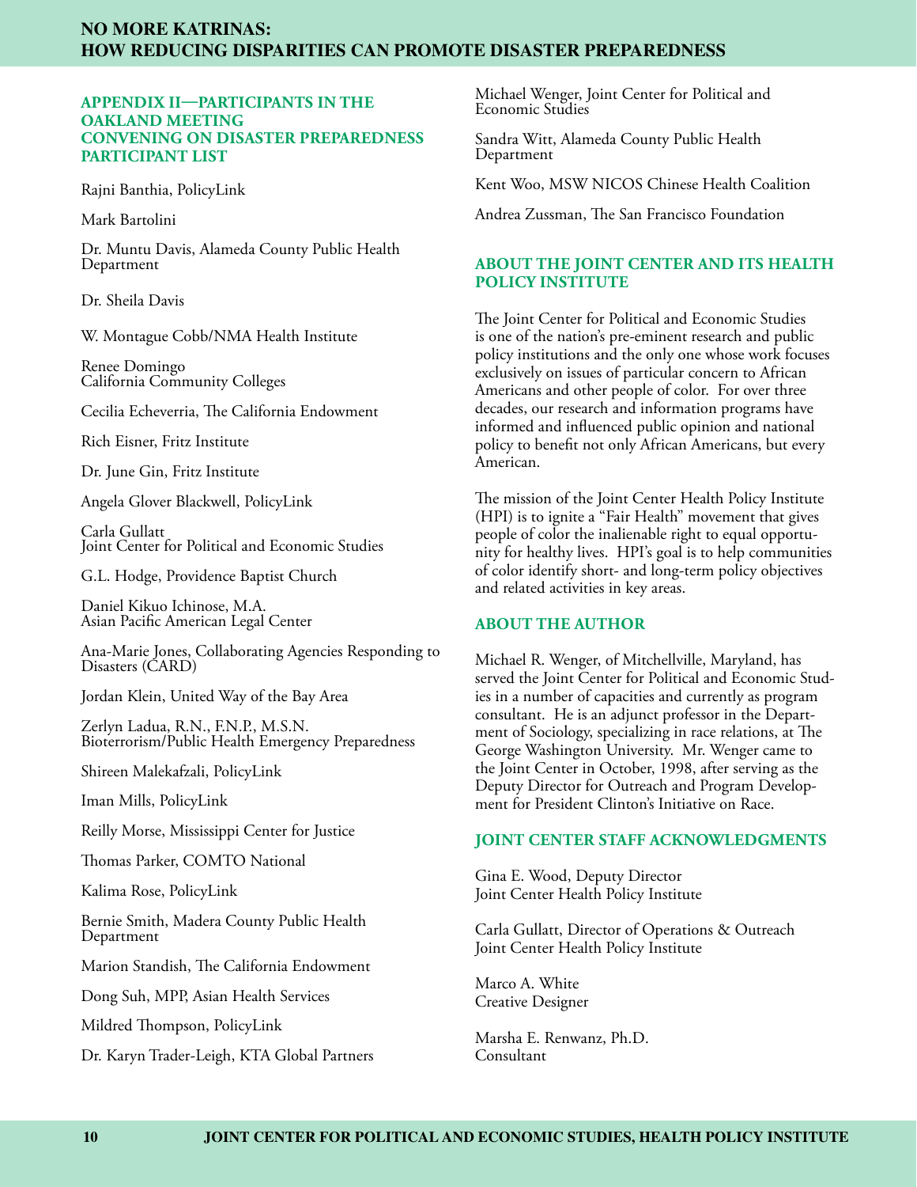## APPENDIX II—PARTICIPANTS IN THE OAKLAND MEETING CONVENING ON DISASTER PREPAREDNESS PARTICIPANT LIST

Rajni Banthia, PolicyLink

Mark Bartolini

Dr. Muntu Davis, Alameda County Public Health Department

Dr. Sheila Davis

W. Montague Cobb/NMA Health Institute

Renee Domingo
California Community Colleges

Cecilia Echeverria, The California Endowment

Rich Eisner, Fritz Institute

Dr. June Gin, Fritz Institute

Angela Glover Blackwell, PolicyLink

Carla Gullatt
Joint Center for Political and Economic Studies

G.L. Hodge, Providence Baptist Church

Daniel Kikuo Ichinose, M.A.
Asian Pacific American Legal Center

Ana-Marie Jones, Collaborating Agencies Responding to Disasters (CARD)

Jordan Klein, United Way of the Bay Area

Zerlyn Ladua, R.N., F.N.P., M.S.N.
Bioterrorism/Public Health Emergency Preparedness

Shireen Malekafzali, PolicyLink

Iman Mills, PolicyLink

Reilly Morse, Mississippi Center for Justice

Thomas Parker, COMTO National

Kalima Rose, PolicyLink

Bernie Smith, Madera County Public Health Department

Marion Standish, The California Endowment

Dong Suh, MPP, Asian Health Services

Mildred Thompson, PolicyLink

Dr. Karyn Trader-Leigh, KTA Global Partners

Michael Wenger, Joint Center for Political and Economic Studies

Sandra Witt, Alameda County Public Health Department

Kent Woo, MSW NICOS Chinese Health Coalition

Andrea Zussman, The San Francisco Foundation

## ABOUT THE JOINT CENTER AND ITS HEALTH POLICY INSTITUTE

The Joint Center for Political and Economic Studies is one of the nation's pre-eminent research and public policy institutions and the only one whose work focuses exclusively on issues of particular concern to African Americans and other people of color. For over three decades, our research and information programs have informed and influenced public opinion and national policy to benefit not only African Americans, but every American.

The mission of the Joint Center Health Policy Institute (HPI) is to ignite a "Fair Health" movement that gives people of color the inalienable right to equal opportunity for healthy lives. HPI's goal is to help communities of color identify short- and long-term policy objectives and related activities in key areas.

## ABOUT THE AUTHOR

Michael R. Wenger, of Mitchellville, Maryland, has served the Joint Center for Political and Economic Studies in a number of capacities and currently as program consultant. He is an adjunct professor in the Department of Sociology, specializing in race relations, at The George Washington University. Mr. Wenger came to the Joint Center in October, 1998, after serving as the Deputy Director for Outreach and Program Development for President Clinton's Initiative on Race.

## JOINT CENTER STAFF ACKNOWLEDGMENTS

Gina E. Wood, Deputy Director
Joint Center Health Policy Institute

Carla Gullatt, Director of Operations & Outreach
Joint Center Health Policy Institute

Marco A. White
Creative Designer

Marsha E. Renwanz, Ph.D.
Consultant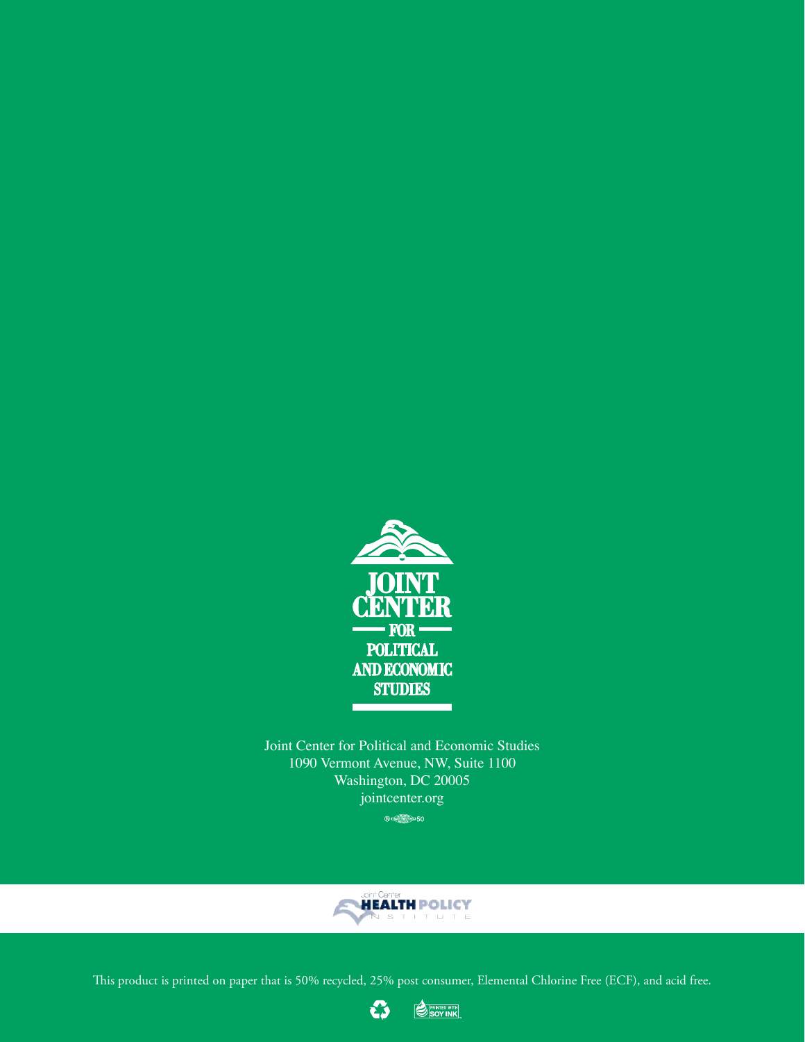JOINT CENTER FOR POLITICAL AND ECONOMIC STUDIES

Joint Center for Political and Economic Studies
1090 Vermont Avenue, NW, Suite 1100
Washington, DC 20005
jointcenter.org

Joint Center HEALTH POLICY INSTITUTE

This product is printed on paper that is 50% recycled, 25% post consumer, Elemental Chlorine Free (ECF), and acid free.

PRINTED WITH SOY INK